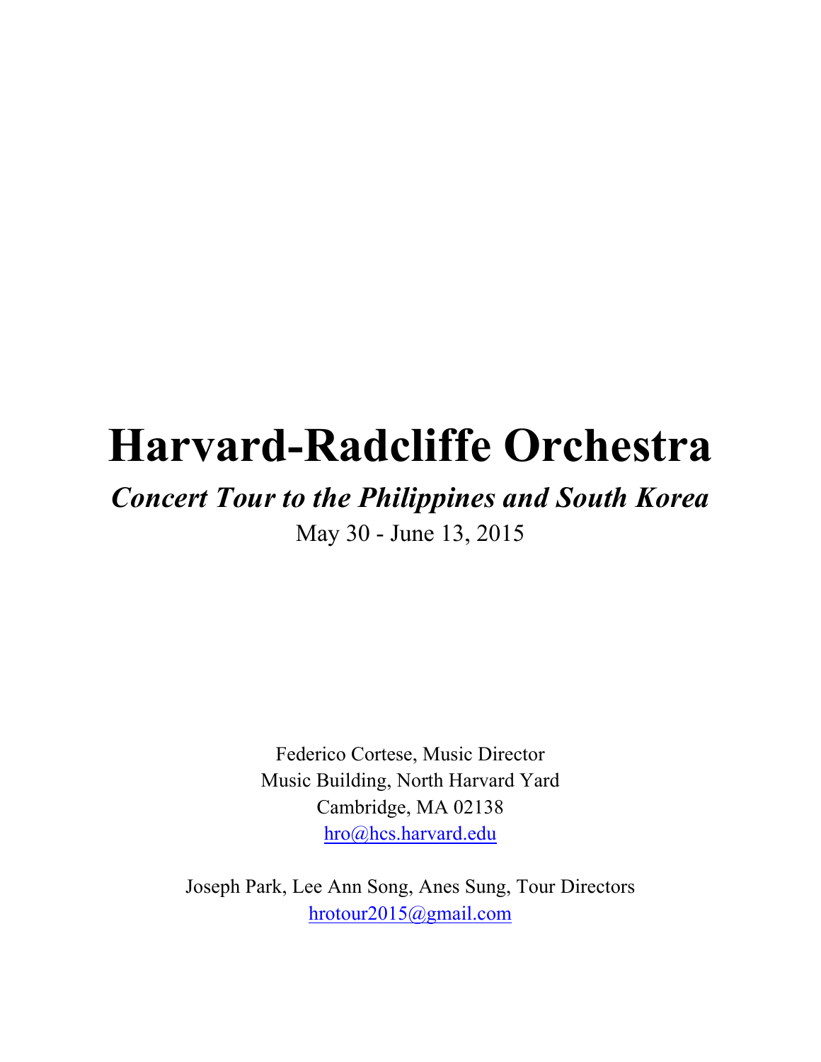# Harvard-Radcliffe Orchestra

***Concert Tour to the Philippines and South Korea***

May 30 - June 13, 2015

Federico Cortese, Music Director
Music Building, North Harvard Yard
Cambridge, MA 02138
hro@hcs.harvard.edu

Joseph Park, Lee Ann Song, Anes Sung, Tour Directors
hrotour2015@gmail.com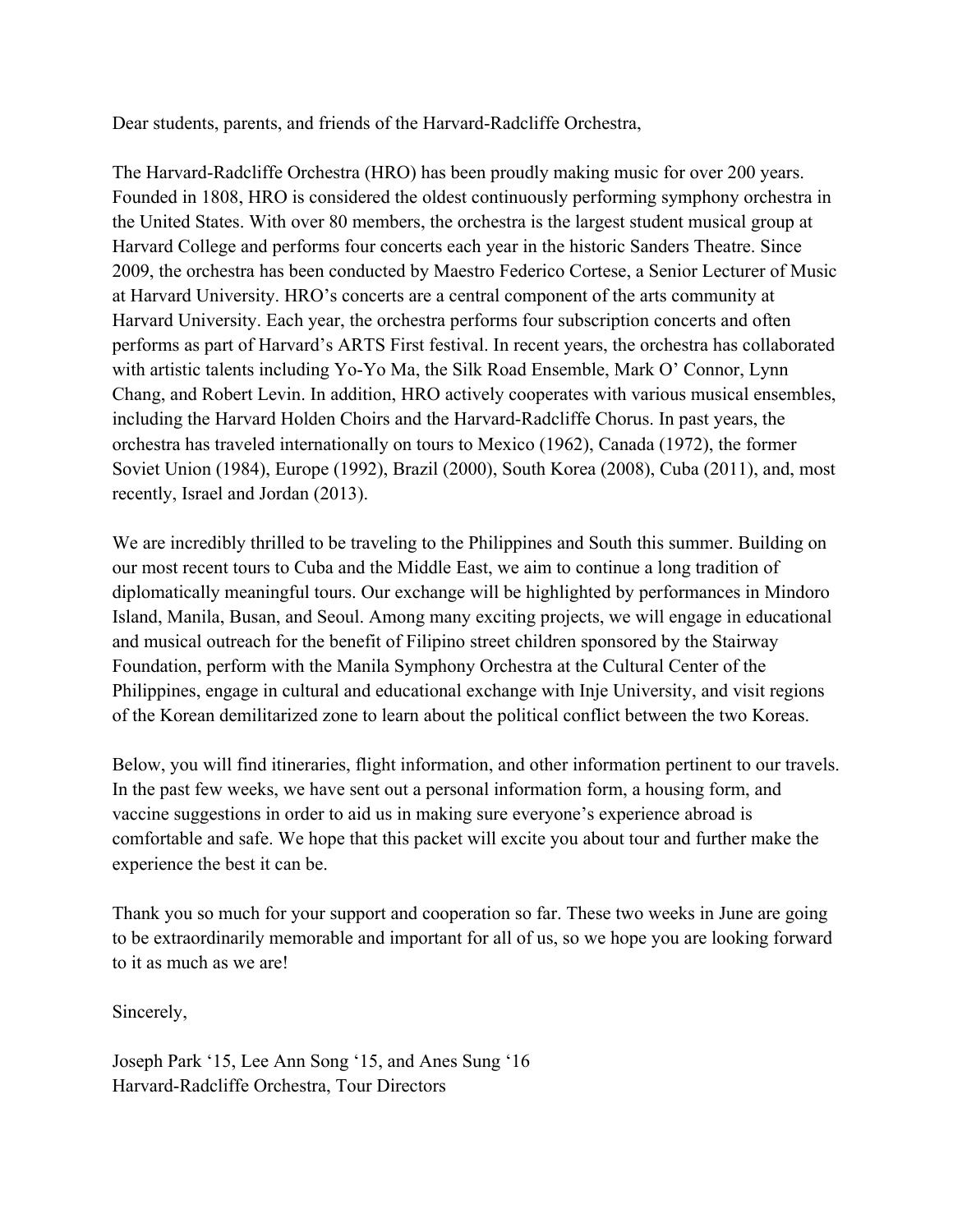Dear students, parents, and friends of the Harvard-Radcliffe Orchestra,

The Harvard-Radcliffe Orchestra (HRO) has been proudly making music for over 200 years. Founded in 1808, HRO is considered the oldest continuously performing symphony orchestra in the United States. With over 80 members, the orchestra is the largest student musical group at Harvard College and performs four concerts each year in the historic Sanders Theatre. Since 2009, the orchestra has been conducted by Maestro Federico Cortese, a Senior Lecturer of Music at Harvard University. HRO's concerts are a central component of the arts community at Harvard University. Each year, the orchestra performs four subscription concerts and often performs as part of Harvard's ARTS First festival. In recent years, the orchestra has collaborated with artistic talents including Yo-Yo Ma, the Silk Road Ensemble, Mark O' Connor, Lynn Chang, and Robert Levin. In addition, HRO actively cooperates with various musical ensembles, including the Harvard Holden Choirs and the Harvard-Radcliffe Chorus. In past years, the orchestra has traveled internationally on tours to Mexico (1962), Canada (1972), the former Soviet Union (1984), Europe (1992), Brazil (2000), South Korea (2008), Cuba (2011), and, most recently, Israel and Jordan (2013).

We are incredibly thrilled to be traveling to the Philippines and South this summer. Building on our most recent tours to Cuba and the Middle East, we aim to continue a long tradition of diplomatically meaningful tours. Our exchange will be highlighted by performances in Mindoro Island, Manila, Busan, and Seoul. Among many exciting projects, we will engage in educational and musical outreach for the benefit of Filipino street children sponsored by the Stairway Foundation, perform with the Manila Symphony Orchestra at the Cultural Center of the Philippines, engage in cultural and educational exchange with Inje University, and visit regions of the Korean demilitarized zone to learn about the political conflict between the two Koreas.

Below, you will find itineraries, flight information, and other information pertinent to our travels. In the past few weeks, we have sent out a personal information form, a housing form, and vaccine suggestions in order to aid us in making sure everyone's experience abroad is comfortable and safe. We hope that this packet will excite you about tour and further make the experience the best it can be.

Thank you so much for your support and cooperation so far. These two weeks in June are going to be extraordinarily memorable and important for all of us, so we hope you are looking forward to it as much as we are!

Sincerely,

Joseph Park '15, Lee Ann Song '15, and Anes Sung '16
Harvard-Radcliffe Orchestra, Tour Directors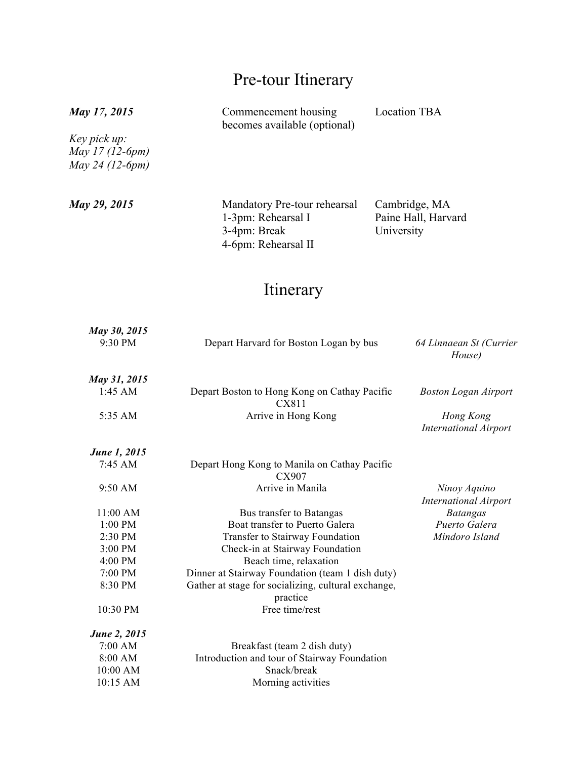# Pre-tour Itinerary

| | | |
|---|---|---|
| ***May 17, 2015*** | Commencement housing becomes available (optional) | Location TBA |
| *Key pick up:*<br>*May 17 (12-6pm)*<br>*May 24 (12-6pm)* | | |
| ***May 29, 2015*** | Mandatory Pre-tour rehearsal<br>1-3pm: Rehearsal I<br>3-4pm: Break<br>4-6pm: Rehearsal II | Cambridge, MA<br>Paine Hall, Harvard University |

# Itinerary

| | | |
|---|---|---|
| ***May 30, 2015*** | | |
| 9:30 PM | Depart Harvard for Boston Logan by bus | *64 Linnaean St (Currier House)* |
| ***May 31, 2015*** | | |
| 1:45 AM | Depart Boston to Hong Kong on Cathay Pacific CX811 | *Boston Logan Airport* |
| 5:35 AM | Arrive in Hong Kong | *Hong Kong International Airport* |
| ***June 1, 2015*** | | |
| 7:45 AM | Depart Hong Kong to Manila on Cathay Pacific CX907 | |
| 9:50 AM | Arrive in Manila | *Ninoy Aquino International Airport* |
| 11:00 AM | Bus transfer to Batangas | *Batangas* |
| 1:00 PM | Boat transfer to Puerto Galera | *Puerto Galera* |
| 2:30 PM | Transfer to Stairway Foundation | *Mindoro Island* |
| 3:00 PM | Check-in at Stairway Foundation | |
| 4:00 PM | Beach time, relaxation | |
| 7:00 PM | Dinner at Stairway Foundation (team 1 dish duty) | |
| 8:30 PM | Gather at stage for socializing, cultural exchange, practice | |
| 10:30 PM | Free time/rest | |
| ***June 2, 2015*** | | |
| 7:00 AM | Breakfast (team 2 dish duty) | |
| 8:00 AM | Introduction and tour of Stairway Foundation | |
| 10:00 AM | Snack/break | |
| 10:15 AM | Morning activities | |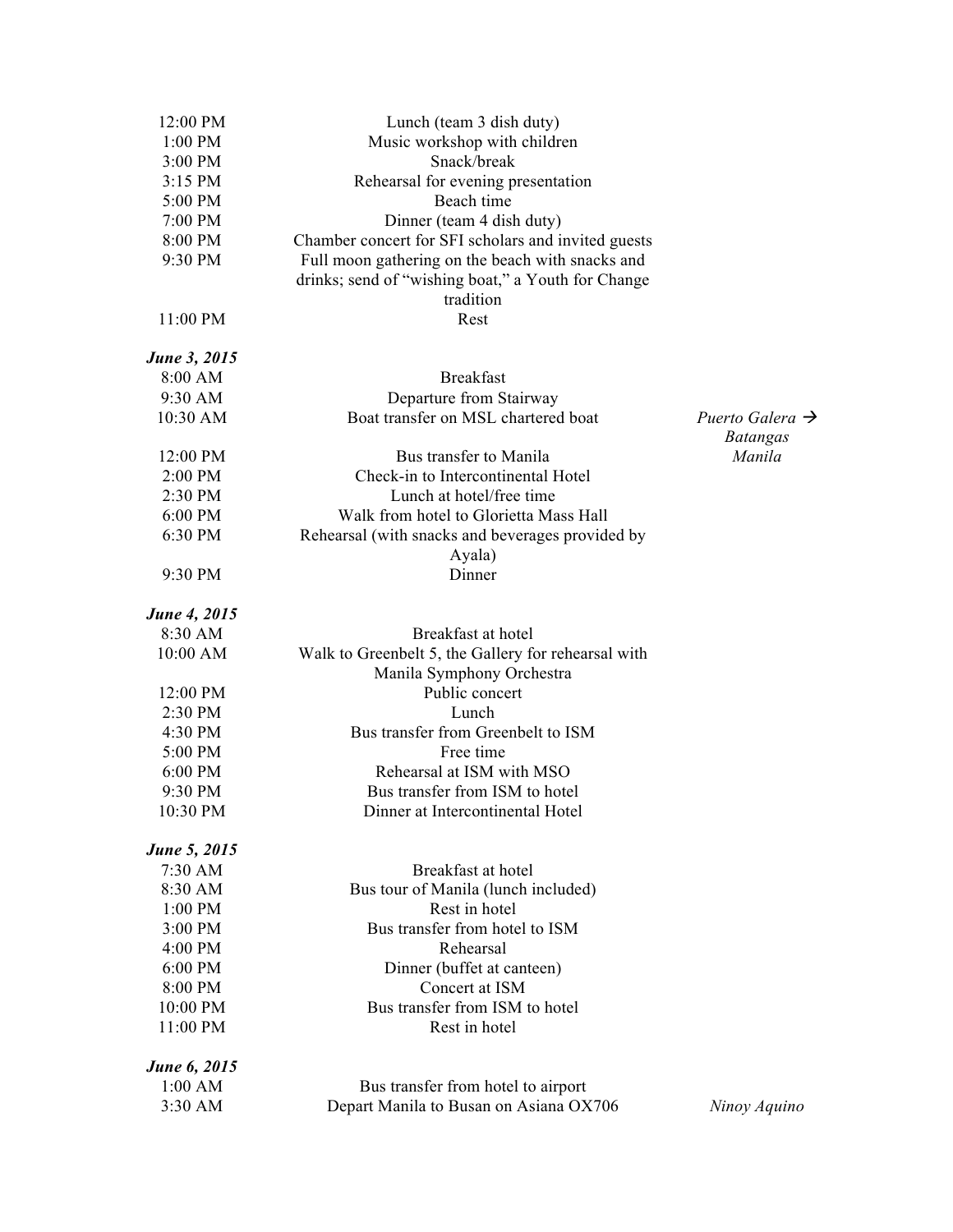| | | |
|---|---|---|
| 12:00 PM | Lunch (team 3 dish duty) | |
| 1:00 PM | Music workshop with children | |
| 3:00 PM | Snack/break | |
| 3:15 PM | Rehearsal for evening presentation | |
| 5:00 PM | Beach time | |
| 7:00 PM | Dinner (team 4 dish duty) | |
| 8:00 PM | Chamber concert for SFI scholars and invited guests | |
| 9:30 PM | Full moon gathering on the beach with snacks and drinks; send of "wishing boat," a Youth for Change tradition | |
| 11:00 PM | Rest | |

***June 3, 2015***

| | | |
|---|---|---|
| 8:00 AM | Breakfast | |
| 9:30 AM | Departure from Stairway | |
| 10:30 AM | Boat transfer on MSL chartered boat | *Puerto Galera → Batangas* |
| 12:00 PM | Bus transfer to Manila | *Manila* |
| 2:00 PM | Check-in to Intercontinental Hotel | |
| 2:30 PM | Lunch at hotel/free time | |
| 6:00 PM | Walk from hotel to Glorietta Mass Hall | |
| 6:30 PM | Rehearsal (with snacks and beverages provided by Ayala) | |
| 9:30 PM | Dinner | |

***June 4, 2015***

| | | |
|---|---|---|
| 8:30 AM | Breakfast at hotel | |
| 10:00 AM | Walk to Greenbelt 5, the Gallery for rehearsal with Manila Symphony Orchestra | |
| 12:00 PM | Public concert | |
| 2:30 PM | Lunch | |
| 4:30 PM | Bus transfer from Greenbelt to ISM | |
| 5:00 PM | Free time | |
| 6:00 PM | Rehearsal at ISM with MSO | |
| 9:30 PM | Bus transfer from ISM to hotel | |
| 10:30 PM | Dinner at Intercontinental Hotel | |

***June 5, 2015***

| | | |
|---|---|---|
| 7:30 AM | Breakfast at hotel | |
| 8:30 AM | Bus tour of Manila (lunch included) | |
| 1:00 PM | Rest in hotel | |
| 3:00 PM | Bus transfer from hotel to ISM | |
| 4:00 PM | Rehearsal | |
| 6:00 PM | Dinner (buffet at canteen) | |
| 8:00 PM | Concert at ISM | |
| 10:00 PM | Bus transfer from ISM to hotel | |
| 11:00 PM | Rest in hotel | |

***June 6, 2015***

| | | |
|---|---|---|
| 1:00 AM | Bus transfer from hotel to airport | |
| 3:30 AM | Depart Manila to Busan on Asiana OX706 | *Ninoy Aquino* |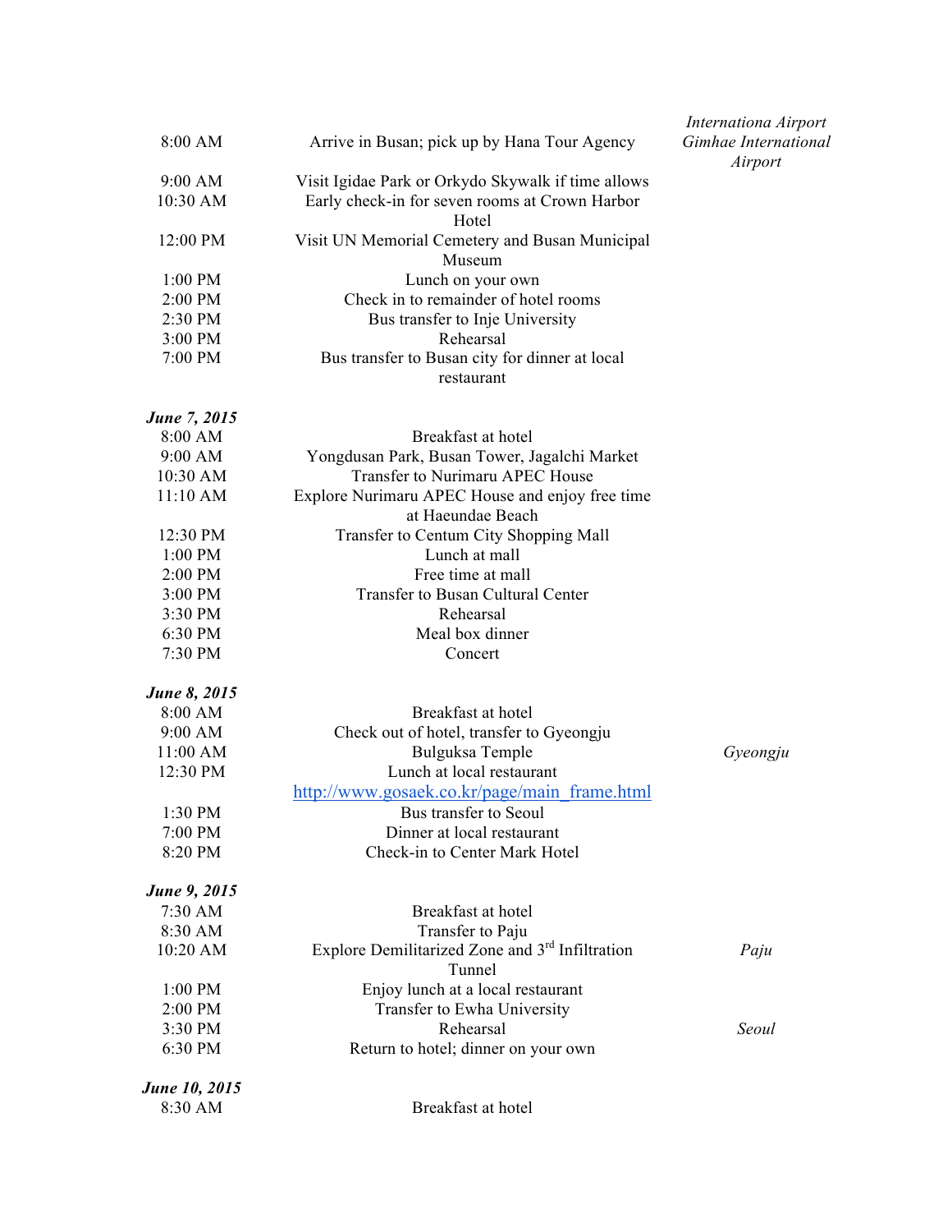| | | |
|---|---|---|
| 8:00 AM | Arrive in Busan; pick up by Hana Tour Agency | *Internationa Airport Gimhae International Airport* |
| 9:00 AM | Visit Igidae Park or Orkydo Skywalk if time allows | |
| 10:30 AM | Early check-in for seven rooms at Crown Harbor Hotel | |
| 12:00 PM | Visit UN Memorial Cemetery and Busan Municipal Museum | |
| 1:00 PM | Lunch on your own | |
| 2:00 PM | Check in to remainder of hotel rooms | |
| 2:30 PM | Bus transfer to Inje University | |
| 3:00 PM | Rehearsal | |
| 7:00 PM | Bus transfer to Busan city for dinner at local restaurant | |
| ***June 7, 2015*** | | |
| 8:00 AM | Breakfast at hotel | |
| 9:00 AM | Yongdusan Park, Busan Tower, Jagalchi Market | |
| 10:30 AM | Transfer to Nurimaru APEC House | |
| 11:10 AM | Explore Nurimaru APEC House and enjoy free time at Haeundae Beach | |
| 12:30 PM | Transfer to Centum City Shopping Mall | |
| 1:00 PM | Lunch at mall | |
| 2:00 PM | Free time at mall | |
| 3:00 PM | Transfer to Busan Cultural Center | |
| 3:30 PM | Rehearsal | |
| 6:30 PM | Meal box dinner | |
| 7:30 PM | Concert | |
| ***June 8, 2015*** | | |
| 8:00 AM | Breakfast at hotel | |
| 9:00 AM | Check out of hotel, transfer to Gyeongju | |
| 11:00 AM | Bulguksa Temple | *Gyeongju* |
| 12:30 PM | Lunch at local restaurant http://www.gosaek.co.kr/page/main_frame.html | |
| 1:30 PM | Bus transfer to Seoul | |
| 7:00 PM | Dinner at local restaurant | |
| 8:20 PM | Check-in to Center Mark Hotel | |
| ***June 9, 2015*** | | |
| 7:30 AM | Breakfast at hotel | |
| 8:30 AM | Transfer to Paju | |
| 10:20 AM | Explore Demilitarized Zone and 3rd Infiltration Tunnel | *Paju* |
| 1:00 PM | Enjoy lunch at a local restaurant | |
| 2:00 PM | Transfer to Ewha University | |
| 3:30 PM | Rehearsal | *Seoul* |
| 6:30 PM | Return to hotel; dinner on your own | |
| ***June 10, 2015*** | | |
| 8:30 AM | Breakfast at hotel | |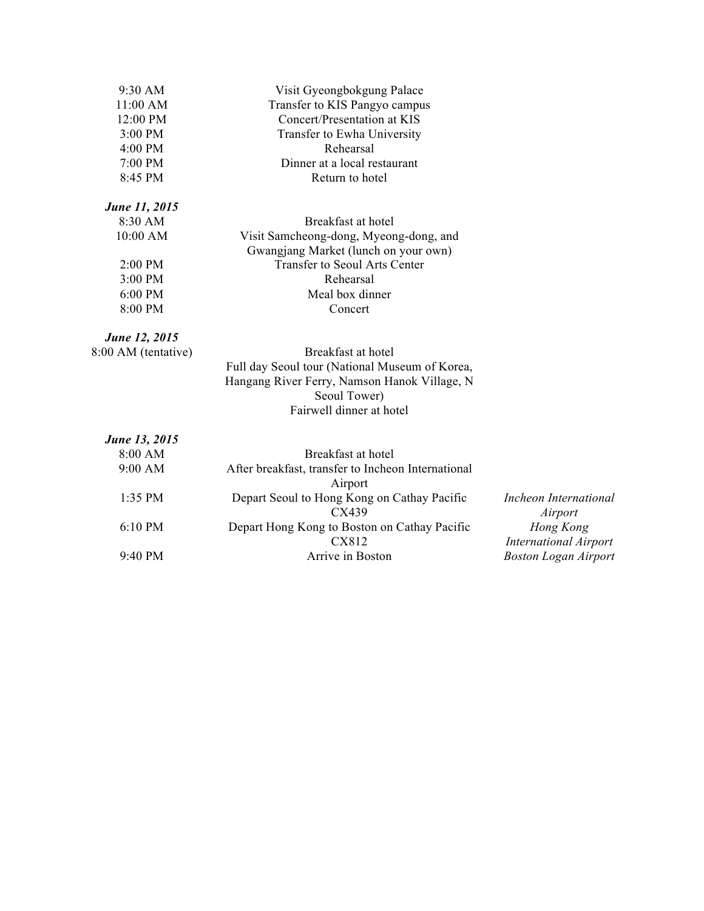| | | |
|---|---|---|
| 9:30 AM | Visit Gyeongbokgung Palace | |
| 11:00 AM | Transfer to KIS Pangyo campus | |
| 12:00 PM | Concert/Presentation at KIS | |
| 3:00 PM | Transfer to Ewha University | |
| 4:00 PM | Rehearsal | |
| 7:00 PM | Dinner at a local restaurant | |
| 8:45 PM | Return to hotel | |
| ***June 11, 2015*** | | |
| 8:30 AM | Breakfast at hotel | |
| 10:00 AM | Visit Samcheong-dong, Myeong-dong, and Gwangjang Market (lunch on your own) | |
| 2:00 PM | Transfer to Seoul Arts Center | |
| 3:00 PM | Rehearsal | |
| 6:00 PM | Meal box dinner | |
| 8:00 PM | Concert | |
| ***June 12, 2015*** | | |
| 8:00 AM (tentative) | Breakfast at hotel<br>Full day Seoul tour (National Museum of Korea, Hangang River Ferry, Namson Hanok Village, N Seoul Tower)<br>Fairwell dinner at hotel | |
| ***June 13, 2015*** | | |
| 8:00 AM | Breakfast at hotel | |
| 9:00 AM | After breakfast, transfer to Incheon International Airport | |
| 1:35 PM | Depart Seoul to Hong Kong on Cathay Pacific CX439 | *Incheon International Airport* |
| 6:10 PM | Depart Hong Kong to Boston on Cathay Pacific CX812 | *Hong Kong International Airport* |
| 9:40 PM | Arrive in Boston | *Boston Logan Airport* |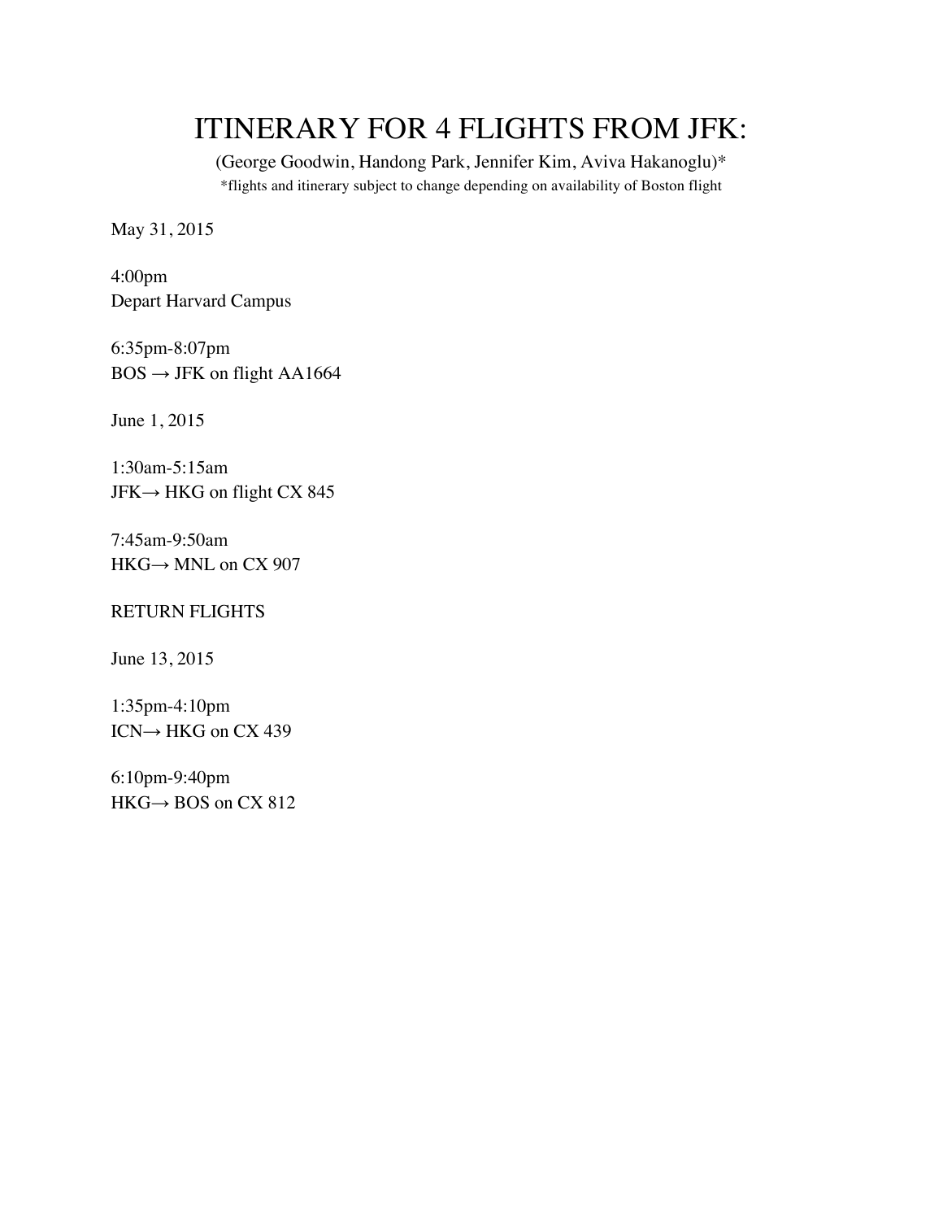# ITINERARY FOR 4 FLIGHTS FROM JFK:

(George Goodwin, Handong Park, Jennifer Kim, Aviva Hakanoglu)*

*flights and itinerary subject to change depending on availability of Boston flight

May 31, 2015

4:00pm
Depart Harvard Campus

6:35pm-8:07pm
BOS → JFK on flight AA1664

June 1, 2015

1:30am-5:15am
JFK→ HKG on flight CX 845

7:45am-9:50am
HKG→ MNL on CX 907

RETURN FLIGHTS

June 13, 2015

1:35pm-4:10pm
ICN→ HKG on CX 439

6:10pm-9:40pm
HKG→ BOS on CX 812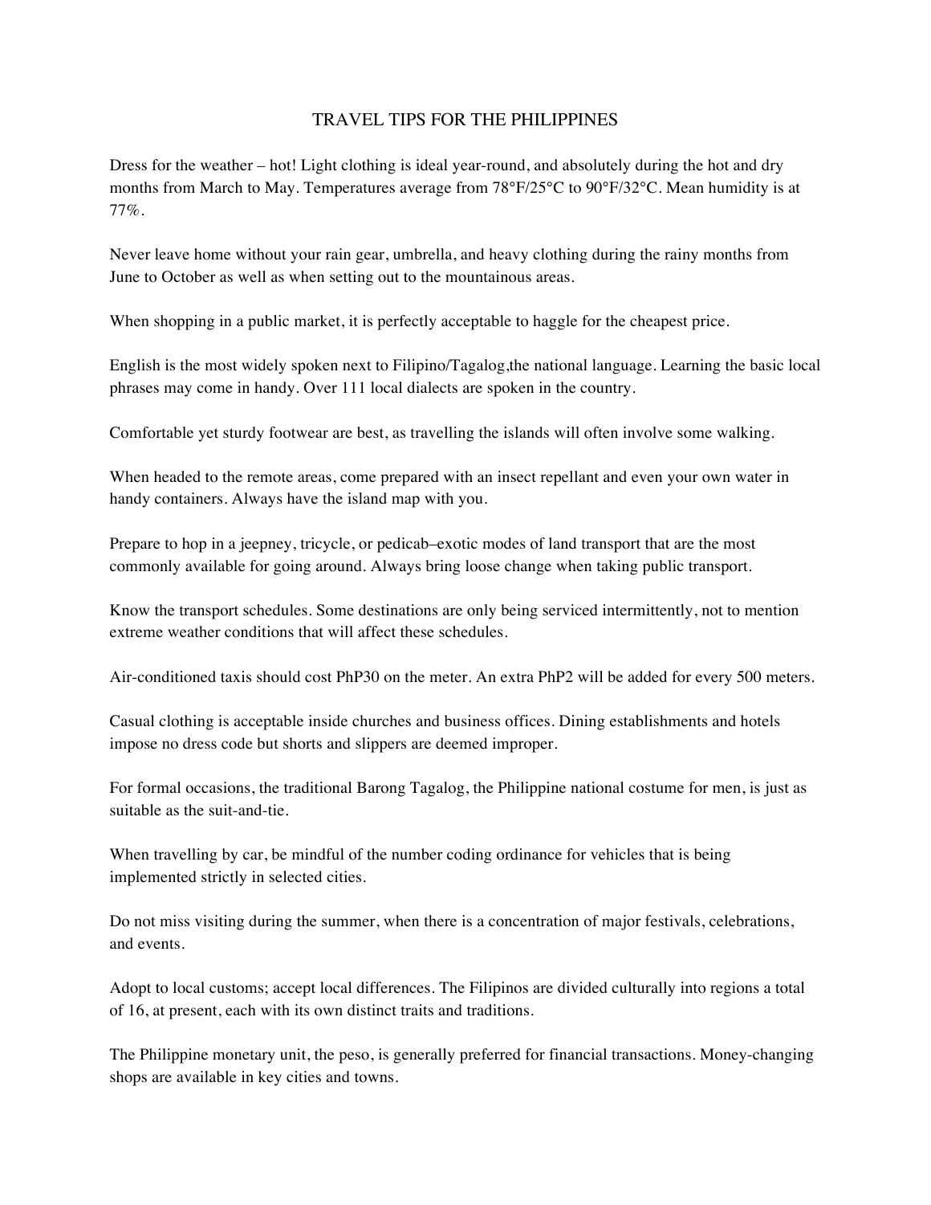# TRAVEL TIPS FOR THE PHILIPPINES

Dress for the weather – hot! Light clothing is ideal year-round, and absolutely during the hot and dry months from March to May. Temperatures average from 78°F/25°C to 90°F/32°C. Mean humidity is at 77%.

Never leave home without your rain gear, umbrella, and heavy clothing during the rainy months from June to October as well as when setting out to the mountainous areas.

When shopping in a public market, it is perfectly acceptable to haggle for the cheapest price.

English is the most widely spoken next to Filipino/Tagalog,the national language. Learning the basic local phrases may come in handy. Over 111 local dialects are spoken in the country.

Comfortable yet sturdy footwear are best, as travelling the islands will often involve some walking.

When headed to the remote areas, come prepared with an insect repellant and even your own water in handy containers. Always have the island map with you.

Prepare to hop in a jeepney, tricycle, or pedicab–exotic modes of land transport that are the most commonly available for going around. Always bring loose change when taking public transport.

Know the transport schedules. Some destinations are only being serviced intermittently, not to mention extreme weather conditions that will affect these schedules.

Air-conditioned taxis should cost PhP30 on the meter. An extra PhP2 will be added for every 500 meters.

Casual clothing is acceptable inside churches and business offices. Dining establishments and hotels impose no dress code but shorts and slippers are deemed improper.

For formal occasions, the traditional Barong Tagalog, the Philippine national costume for men, is just as suitable as the suit-and-tie.

When travelling by car, be mindful of the number coding ordinance for vehicles that is being implemented strictly in selected cities.

Do not miss visiting during the summer, when there is a concentration of major festivals, celebrations, and events.

Adopt to local customs; accept local differences. The Filipinos are divided culturally into regions a total of 16, at present, each with its own distinct traits and traditions.

The Philippine monetary unit, the peso, is generally preferred for financial transactions. Money-changing shops are available in key cities and towns.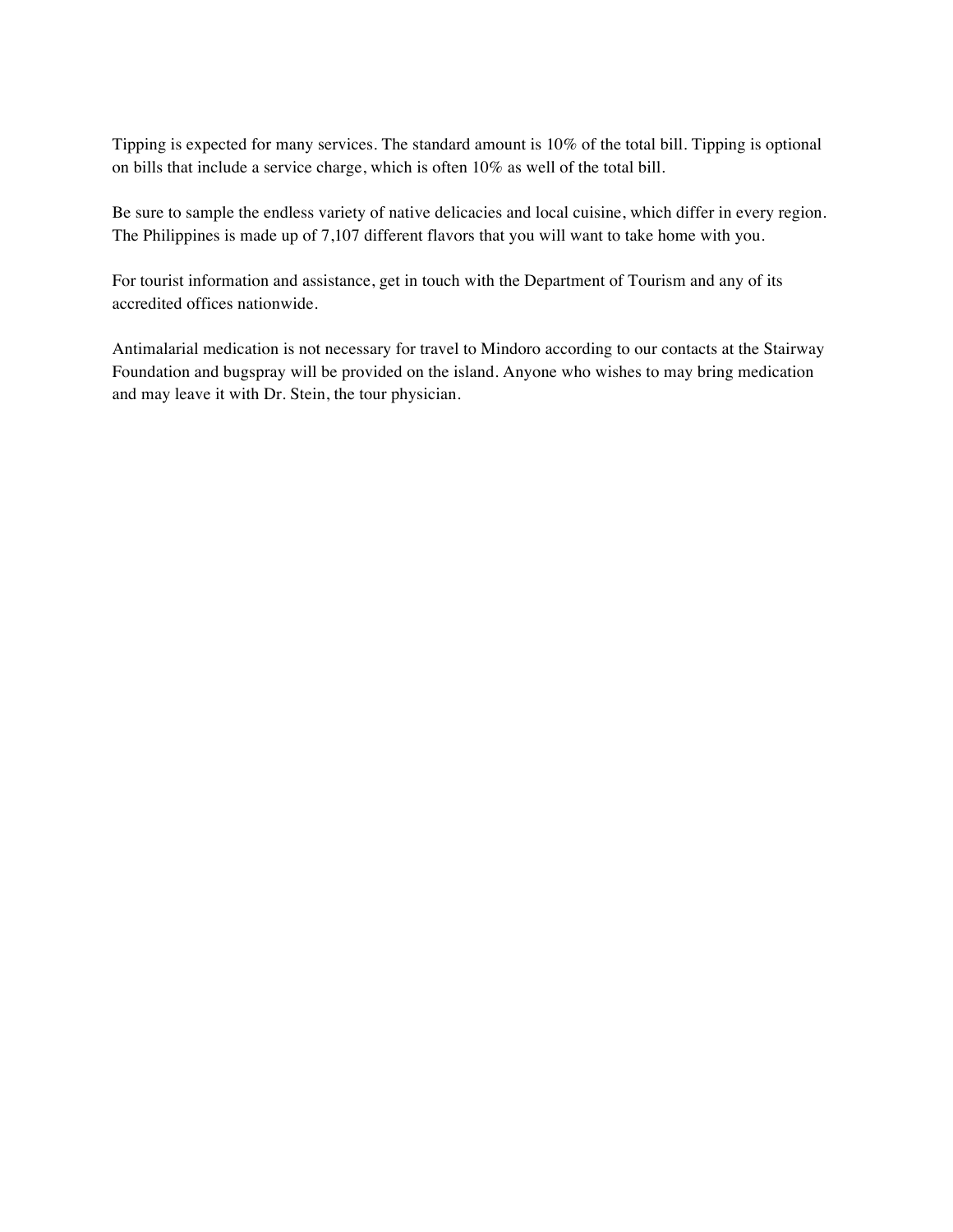Tipping is expected for many services. The standard amount is 10% of the total bill. Tipping is optional on bills that include a service charge, which is often 10% as well of the total bill.

Be sure to sample the endless variety of native delicacies and local cuisine, which differ in every region. The Philippines is made up of 7,107 different flavors that you will want to take home with you.

For tourist information and assistance, get in touch with the Department of Tourism and any of its accredited offices nationwide.

Antimalarial medication is not necessary for travel to Mindoro according to our contacts at the Stairway Foundation and bugspray will be provided on the island. Anyone who wishes to may bring medication and may leave it with Dr. Stein, the tour physician.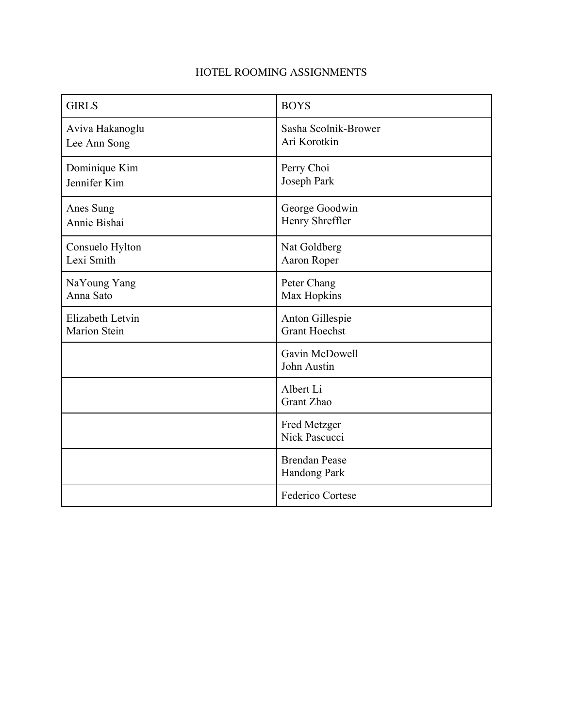HOTEL ROOMING ASSIGNMENTS

| GIRLS | BOYS |
|---|---|
| Aviva Hakanoglu<br>Lee Ann Song | Sasha Scolnik-Brower<br>Ari Korotkin |
| Dominique Kim<br>Jennifer Kim | Perry Choi<br>Joseph Park |
| Anes Sung<br>Annie Bishai | George Goodwin<br>Henry Shreffler |
| Consuelo Hylton<br>Lexi Smith | Nat Goldberg<br>Aaron Roper |
| NaYoung Yang<br>Anna Sato | Peter Chang<br>Max Hopkins |
| Elizabeth Letvin<br>Marion Stein | Anton Gillespie<br>Grant Hoechst |
| | Gavin McDowell<br>John Austin |
| | Albert Li<br>Grant Zhao |
| | Fred Metzger<br>Nick Pascucci |
| | Brendan Pease<br>Handong Park |
| | Federico Cortese |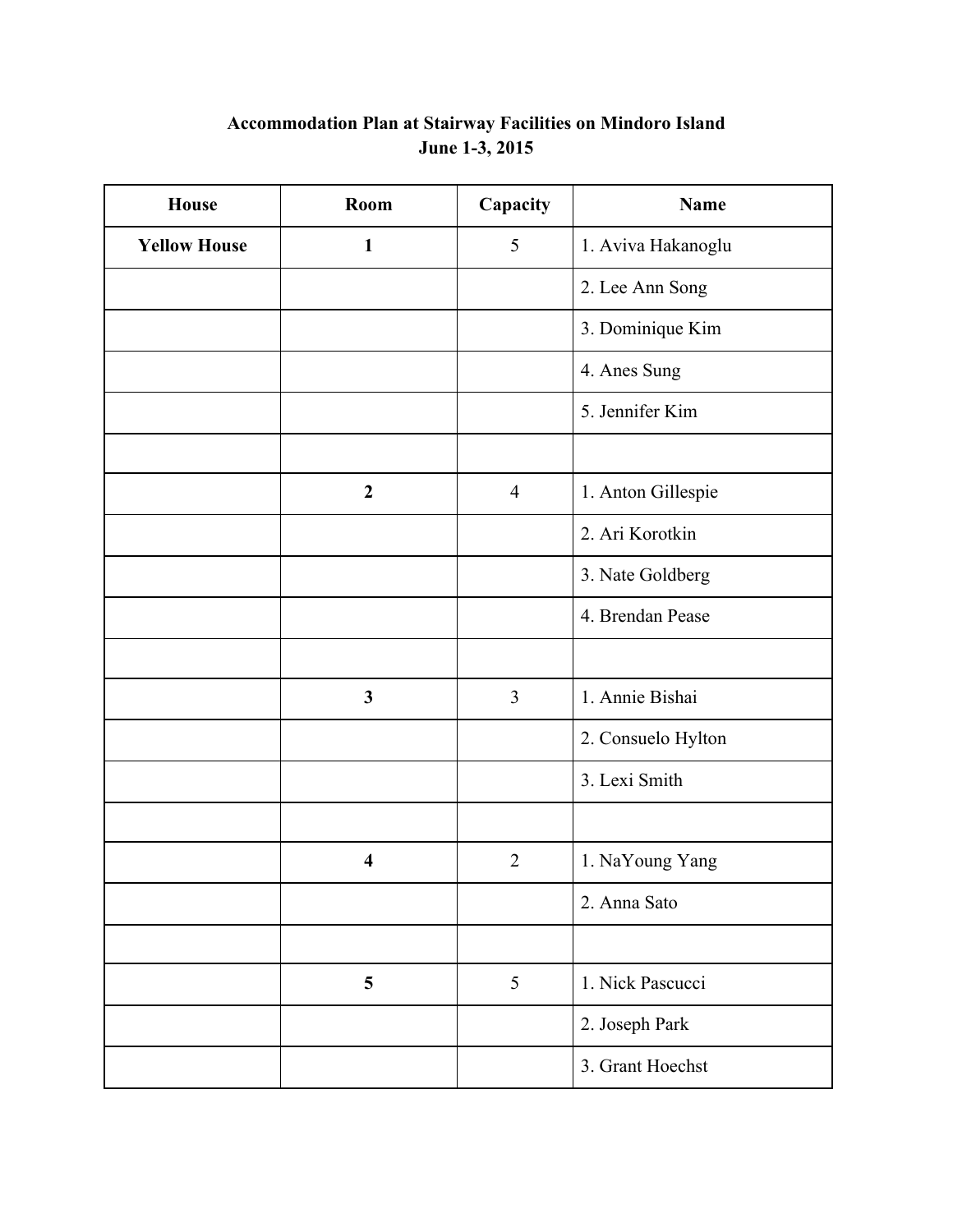**Accommodation Plan at Stairway Facilities on Mindoro Island**
**June 1-3, 2015**

| House | Room | Capacity | Name |
|---|---|---|---|
| **Yellow House** | **1** | 5 | 1. Aviva Hakanoglu |
| | | | 2. Lee Ann Song |
| | | | 3. Dominique Kim |
| | | | 4. Anes Sung |
| | | | 5. Jennifer Kim |
| | | | |
| | **2** | 4 | 1. Anton Gillespie |
| | | | 2. Ari Korotkin |
| | | | 3. Nate Goldberg |
| | | | 4. Brendan Pease |
| | | | |
| | **3** | 3 | 1. Annie Bishai |
| | | | 2. Consuelo Hylton |
| | | | 3. Lexi Smith |
| | | | |
| | **4** | 2 | 1. NaYoung Yang |
| | | | 2. Anna Sato |
| | | | |
| | **5** | 5 | 1. Nick Pascucci |
| | | | 2. Joseph Park |
| | | | 3. Grant Hoechst |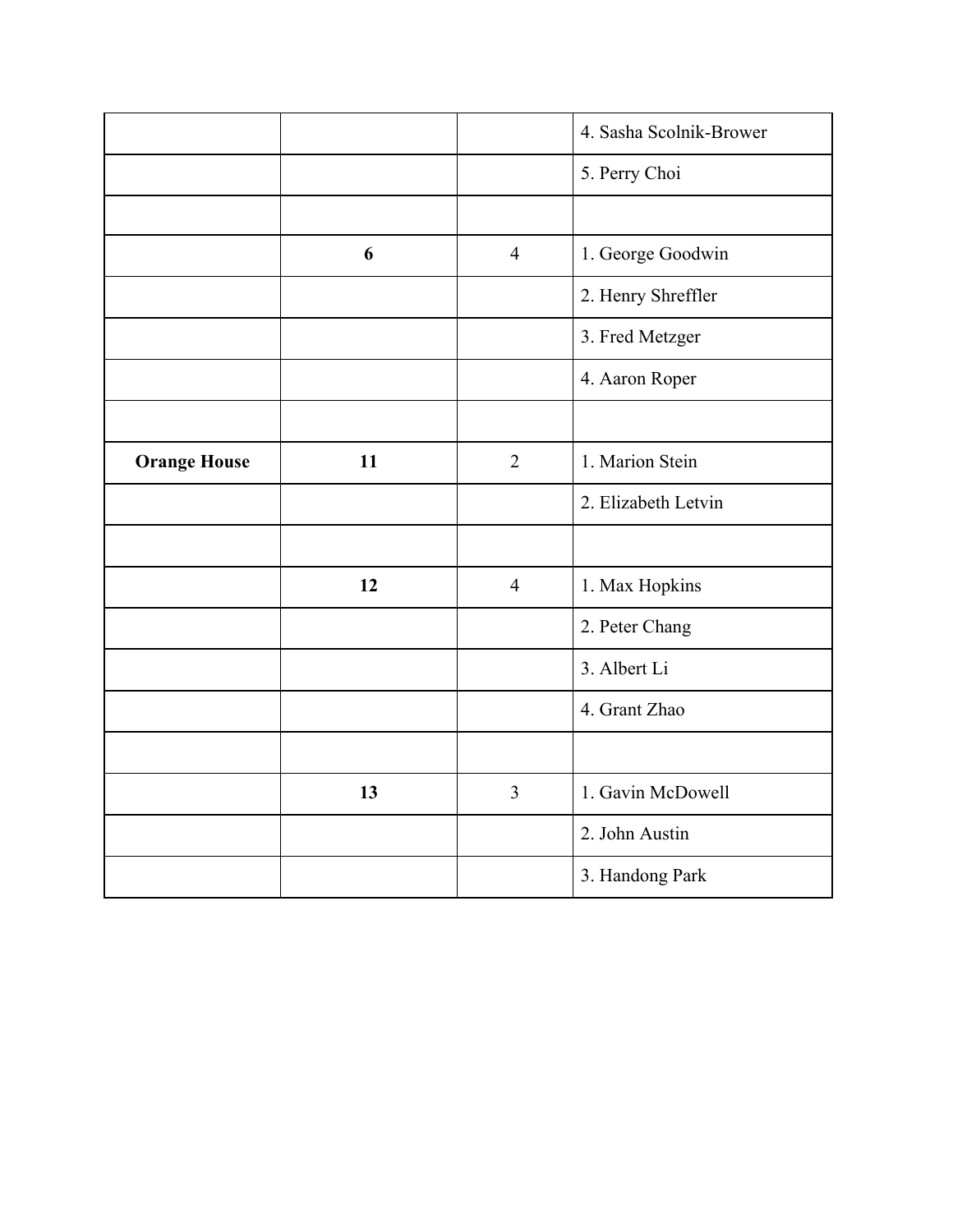| | | | |
|---|---|---|---|
| | | | 4. Sasha Scolnik-Brower |
| | | | 5. Perry Choi |
| | | | |
| | **6** | 4 | 1. George Goodwin |
| | | | 2. Henry Shreffler |
| | | | 3. Fred Metzger |
| | | | 4. Aaron Roper |
| | | | |
| **Orange House** | **11** | 2 | 1. Marion Stein |
| | | | 2. Elizabeth Letvin |
| | | | |
| | **12** | 4 | 1. Max Hopkins |
| | | | 2. Peter Chang |
| | | | 3. Albert Li |
| | | | 4. Grant Zhao |
| | | | |
| | **13** | 3 | 1. Gavin McDowell |
| | | | 2. John Austin |
| | | | 3. Handong Park |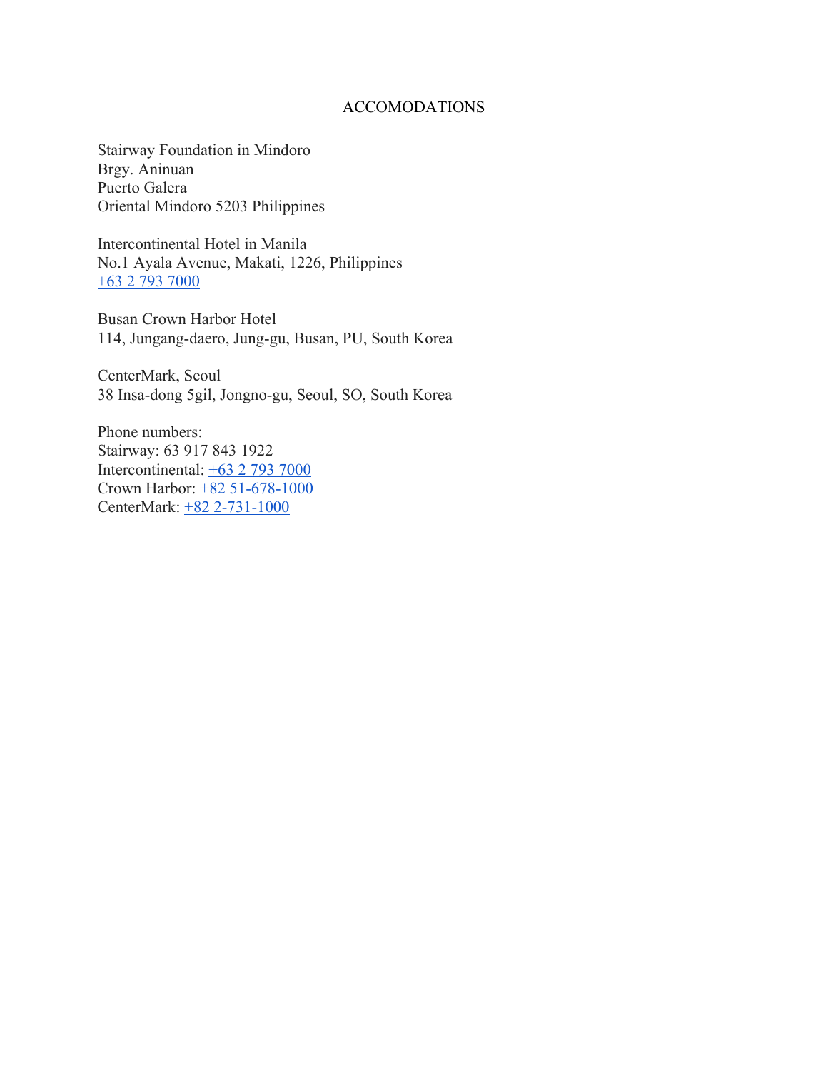# ACCOMODATIONS

Stairway Foundation in Mindoro
Brgy. Aninuan
Puerto Galera
Oriental Mindoro 5203 Philippines

Intercontinental Hotel in Manila
No.1 Ayala Avenue, Makati, 1226, Philippines
+63 2 793 7000

Busan Crown Harbor Hotel
114, Jungang-daero, Jung-gu, Busan, PU, South Korea

CenterMark, Seoul
38 Insa-dong 5gil, Jongno-gu, Seoul, SO, South Korea

Phone numbers:
Stairway: 63 917 843 1922
Intercontinental: +63 2 793 7000
Crown Harbor: +82 51-678-1000
CenterMark: +82 2-731-1000